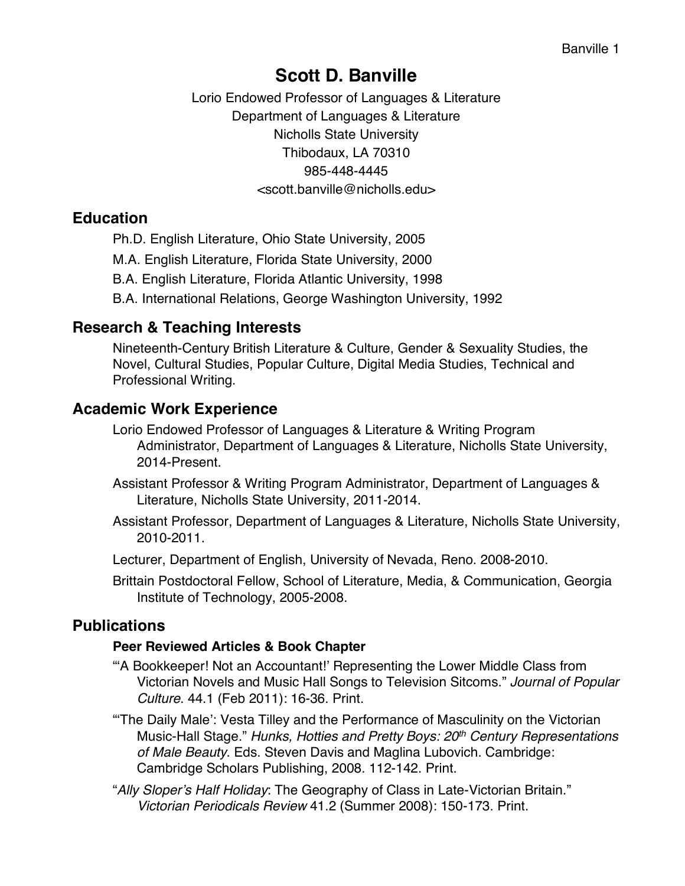# Scott D. Banville

Lorio Endowed Professor of Languages & Literature
Department of Languages & Literature
Nicholls State University
Thibodaux, LA 70310
985-448-4445
<scott.banville@nicholls.edu>

## Education

Ph.D. English Literature, Ohio State University, 2005

M.A. English Literature, Florida State University, 2000

B.A. English Literature, Florida Atlantic University, 1998

B.A. International Relations, George Washington University, 1992

## Research & Teaching Interests

Nineteenth-Century British Literature & Culture, Gender & Sexuality Studies, the Novel, Cultural Studies, Popular Culture, Digital Media Studies, Technical and Professional Writing.

## Academic Work Experience

Lorio Endowed Professor of Languages & Literature & Writing Program Administrator, Department of Languages & Literature, Nicholls State University, 2014-Present.

Assistant Professor & Writing Program Administrator, Department of Languages & Literature, Nicholls State University, 2011-2014.

Assistant Professor, Department of Languages & Literature, Nicholls State University, 2010-2011.

Lecturer, Department of English, University of Nevada, Reno. 2008-2010.

Brittain Postdoctoral Fellow, School of Literature, Media, & Communication, Georgia Institute of Technology, 2005-2008.

## Publications

### Peer Reviewed Articles & Book Chapter

"'A Bookkeeper! Not an Accountant!' Representing the Lower Middle Class from Victorian Novels and Music Hall Songs to Television Sitcoms." *Journal of Popular Culture*. 44.1 (Feb 2011): 16-36. Print.

"'The Daily Male': Vesta Tilley and the Performance of Masculinity on the Victorian Music-Hall Stage." *Hunks, Hotties and Pretty Boys: 20th Century Representations of Male Beauty*. Eds. Steven Davis and Maglina Lubovich. Cambridge: Cambridge Scholars Publishing, 2008. 112-142. Print.

"*Ally Sloper's Half Holiday*: The Geography of Class in Late-Victorian Britain." *Victorian Periodicals Review* 41.2 (Summer 2008): 150-173. Print.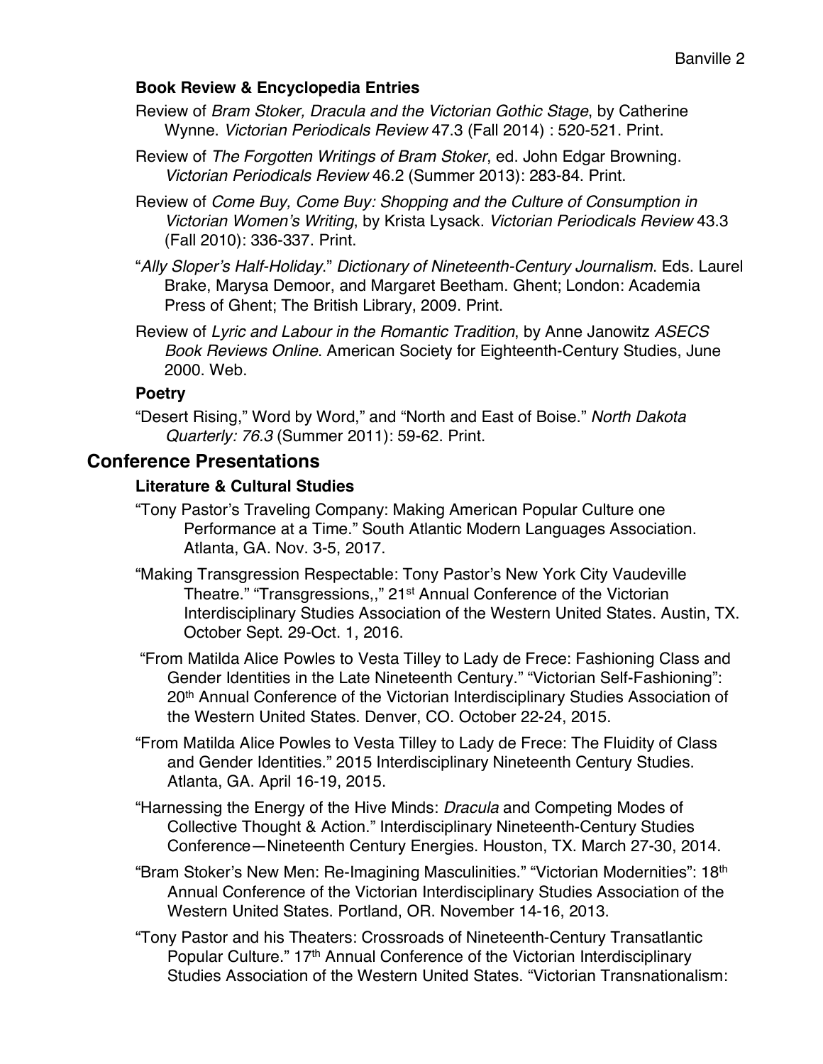### Book Review & Encyclopedia Entries

Review of *Bram Stoker, Dracula and the Victorian Gothic Stage*, by Catherine Wynne. *Victorian Periodicals Review* 47.3 (Fall 2014) : 520-521. Print.

Review of *The Forgotten Writings of Bram Stoker*, ed. John Edgar Browning. *Victorian Periodicals Review* 46.2 (Summer 2013): 283-84. Print.

Review of *Come Buy, Come Buy: Shopping and the Culture of Consumption in Victorian Women's Writing*, by Krista Lysack. *Victorian Periodicals Review* 43.3 (Fall 2010): 336-337. Print.

"*Ally Sloper's Half-Holiday*." *Dictionary of Nineteenth-Century Journalism*. Eds. Laurel Brake, Marysa Demoor, and Margaret Beetham. Ghent; London: Academia Press of Ghent; The British Library, 2009. Print.

Review of *Lyric and Labour in the Romantic Tradition*, by Anne Janowitz *ASECS Book Reviews Online*. American Society for Eighteenth-Century Studies, June 2000. Web.

### Poetry

"Desert Rising," Word by Word," and "North and East of Boise." *North Dakota Quarterly: 76.3* (Summer 2011): 59-62. Print.

## Conference Presentations

### Literature & Cultural Studies

"Tony Pastor's Traveling Company: Making American Popular Culture one Performance at a Time." South Atlantic Modern Languages Association. Atlanta, GA. Nov. 3-5, 2017.

"Making Transgression Respectable: Tony Pastor's New York City Vaudeville Theatre." "Transgressions,," 21st Annual Conference of the Victorian Interdisciplinary Studies Association of the Western United States. Austin, TX. October Sept. 29-Oct. 1, 2016.

"From Matilda Alice Powles to Vesta Tilley to Lady de Frece: Fashioning Class and Gender Identities in the Late Nineteenth Century." "Victorian Self-Fashioning": 20th Annual Conference of the Victorian Interdisciplinary Studies Association of the Western United States. Denver, CO. October 22-24, 2015.

"From Matilda Alice Powles to Vesta Tilley to Lady de Frece: The Fluidity of Class and Gender Identities." 2015 Interdisciplinary Nineteenth Century Studies. Atlanta, GA. April 16-19, 2015.

"Harnessing the Energy of the Hive Minds: *Dracula* and Competing Modes of Collective Thought & Action." Interdisciplinary Nineteenth-Century Studies Conference—Nineteenth Century Energies. Houston, TX. March 27-30, 2014.

"Bram Stoker's New Men: Re-Imagining Masculinities." "Victorian Modernities": 18th Annual Conference of the Victorian Interdisciplinary Studies Association of the Western United States. Portland, OR. November 14-16, 2013.

"Tony Pastor and his Theaters: Crossroads of Nineteenth-Century Transatlantic Popular Culture." 17th Annual Conference of the Victorian Interdisciplinary Studies Association of the Western United States. "Victorian Transnationalism: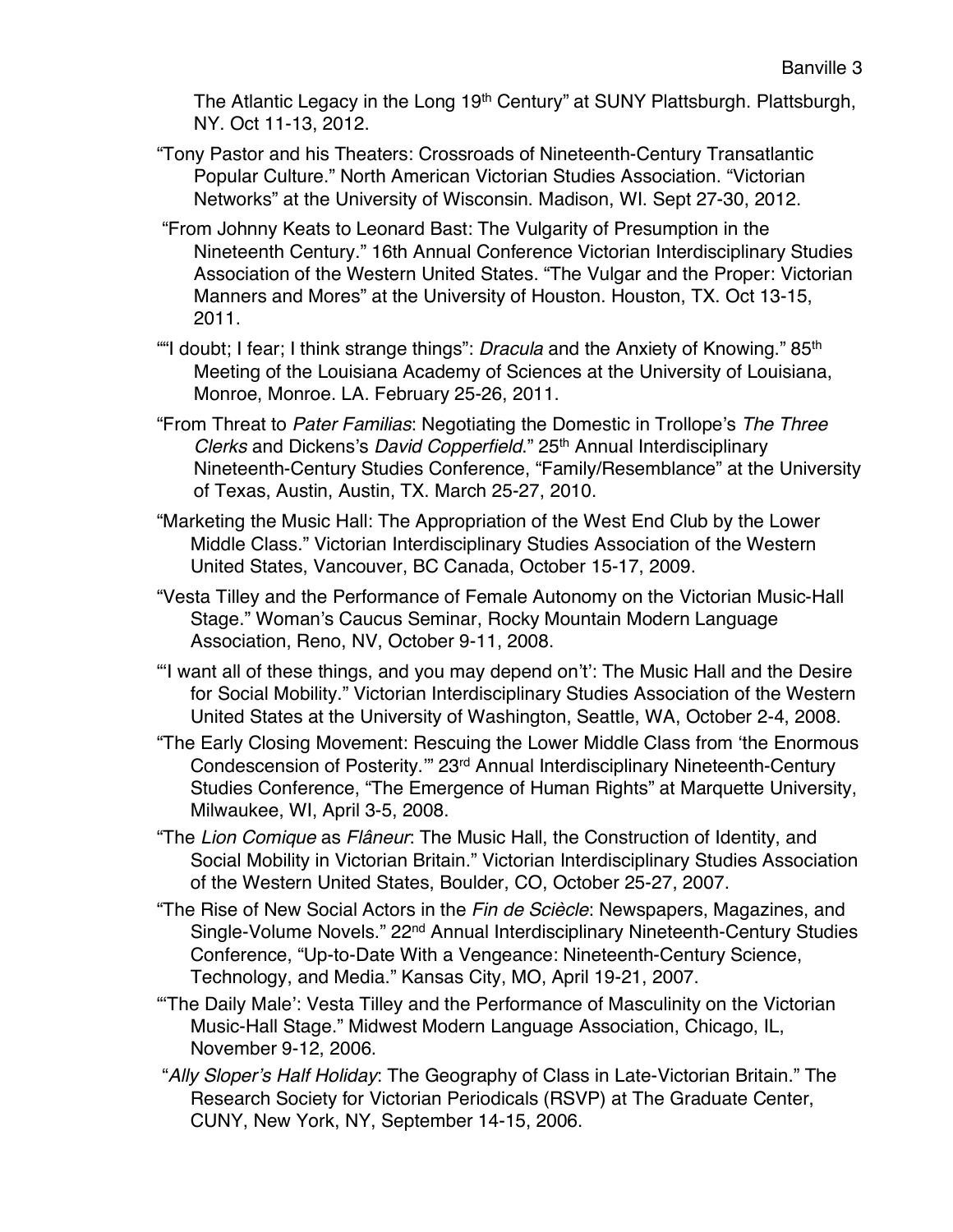The Atlantic Legacy in the Long 19th Century" at SUNY Plattsburgh. Plattsburgh, NY. Oct 11-13, 2012.

"Tony Pastor and his Theaters: Crossroads of Nineteenth-Century Transatlantic Popular Culture." North American Victorian Studies Association. "Victorian Networks" at the University of Wisconsin. Madison, WI. Sept 27-30, 2012.

"From Johnny Keats to Leonard Bast: The Vulgarity of Presumption in the Nineteenth Century." 16th Annual Conference Victorian Interdisciplinary Studies Association of the Western United States. "The Vulgar and the Proper: Victorian Manners and Mores" at the University of Houston. Houston, TX. Oct 13-15, 2011.

""I doubt; I fear; I think strange things": *Dracula* and the Anxiety of Knowing." 85th Meeting of the Louisiana Academy of Sciences at the University of Louisiana, Monroe, Monroe. LA. February 25-26, 2011.

"From Threat to *Pater Familias*: Negotiating the Domestic in Trollope's *The Three Clerks* and Dickens's *David Copperfield*." 25th Annual Interdisciplinary Nineteenth-Century Studies Conference, "Family/Resemblance" at the University of Texas, Austin, Austin, TX. March 25-27, 2010.

"Marketing the Music Hall: The Appropriation of the West End Club by the Lower Middle Class." Victorian Interdisciplinary Studies Association of the Western United States, Vancouver, BC Canada, October 15-17, 2009.

"Vesta Tilley and the Performance of Female Autonomy on the Victorian Music-Hall Stage." Woman's Caucus Seminar, Rocky Mountain Modern Language Association, Reno, NV, October 9-11, 2008.

"'I want all of these things, and you may depend on't': The Music Hall and the Desire for Social Mobility." Victorian Interdisciplinary Studies Association of the Western United States at the University of Washington, Seattle, WA, October 2-4, 2008.

"The Early Closing Movement: Rescuing the Lower Middle Class from 'the Enormous Condescension of Posterity.'" 23rd Annual Interdisciplinary Nineteenth-Century Studies Conference, "The Emergence of Human Rights" at Marquette University, Milwaukee, WI, April 3-5, 2008.

"The *Lion Comique* as *Flâneur*: The Music Hall, the Construction of Identity, and Social Mobility in Victorian Britain." Victorian Interdisciplinary Studies Association of the Western United States, Boulder, CO, October 25-27, 2007.

"The Rise of New Social Actors in the *Fin de Sciècle*: Newspapers, Magazines, and Single-Volume Novels." 22nd Annual Interdisciplinary Nineteenth-Century Studies Conference, "Up-to-Date With a Vengeance: Nineteenth-Century Science, Technology, and Media." Kansas City, MO, April 19-21, 2007.

"'The Daily Male': Vesta Tilley and the Performance of Masculinity on the Victorian Music-Hall Stage." Midwest Modern Language Association, Chicago, IL, November 9-12, 2006.

"*Ally Sloper's Half Holiday*: The Geography of Class in Late-Victorian Britain." The Research Society for Victorian Periodicals (RSVP) at The Graduate Center, CUNY, New York, NY, September 14-15, 2006.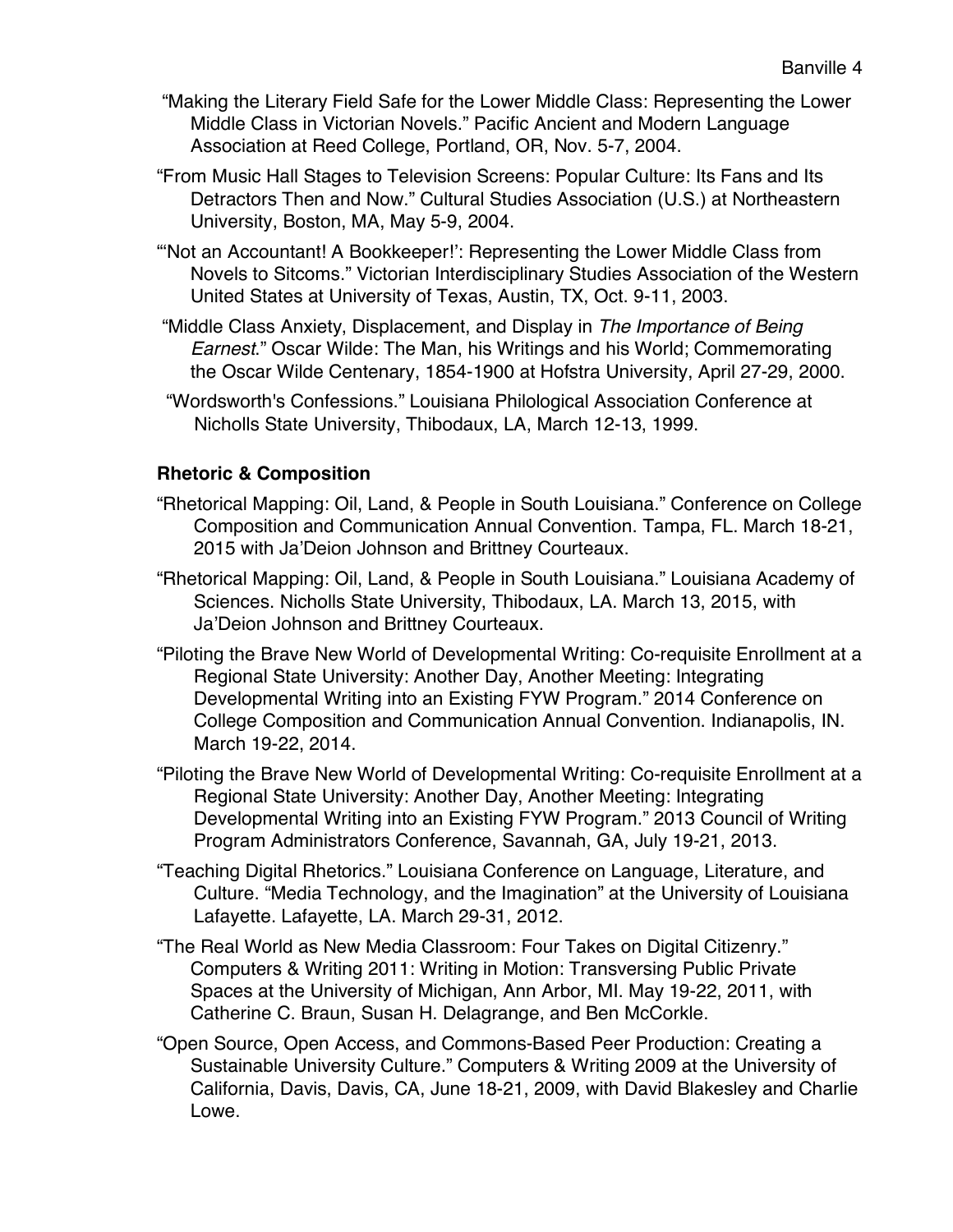"Making the Literary Field Safe for the Lower Middle Class: Representing the Lower Middle Class in Victorian Novels." Pacific Ancient and Modern Language Association at Reed College, Portland, OR, Nov. 5-7, 2004.

"From Music Hall Stages to Television Screens: Popular Culture: Its Fans and Its Detractors Then and Now." Cultural Studies Association (U.S.) at Northeastern University, Boston, MA, May 5-9, 2004.

"'Not an Accountant! A Bookkeeper!': Representing the Lower Middle Class from Novels to Sitcoms." Victorian Interdisciplinary Studies Association of the Western United States at University of Texas, Austin, TX, Oct. 9-11, 2003.

"Middle Class Anxiety, Displacement, and Display in *The Importance of Being Earnest*." Oscar Wilde: The Man, his Writings and his World; Commemorating the Oscar Wilde Centenary, 1854-1900 at Hofstra University, April 27-29, 2000.

"Wordsworth's Confessions." Louisiana Philological Association Conference at Nicholls State University, Thibodaux, LA, March 12-13, 1999.

### Rhetoric & Composition

"Rhetorical Mapping: Oil, Land, & People in South Louisiana." Conference on College Composition and Communication Annual Convention. Tampa, FL. March 18-21, 2015 with Ja'Deion Johnson and Brittney Courteaux.

"Rhetorical Mapping: Oil, Land, & People in South Louisiana." Louisiana Academy of Sciences. Nicholls State University, Thibodaux, LA. March 13, 2015, with Ja'Deion Johnson and Brittney Courteaux.

"Piloting the Brave New World of Developmental Writing: Co-requisite Enrollment at a Regional State University: Another Day, Another Meeting: Integrating Developmental Writing into an Existing FYW Program." 2014 Conference on College Composition and Communication Annual Convention. Indianapolis, IN. March 19-22, 2014.

"Piloting the Brave New World of Developmental Writing: Co-requisite Enrollment at a Regional State University: Another Day, Another Meeting: Integrating Developmental Writing into an Existing FYW Program." 2013 Council of Writing Program Administrators Conference, Savannah, GA, July 19-21, 2013.

"Teaching Digital Rhetorics." Louisiana Conference on Language, Literature, and Culture. "Media Technology, and the Imagination" at the University of Louisiana Lafayette. Lafayette, LA. March 29-31, 2012.

"The Real World as New Media Classroom: Four Takes on Digital Citizenry." Computers & Writing 2011: Writing in Motion: Transversing Public Private Spaces at the University of Michigan, Ann Arbor, MI. May 19-22, 2011, with Catherine C. Braun, Susan H. Delagrange, and Ben McCorkle.

"Open Source, Open Access, and Commons-Based Peer Production: Creating a Sustainable University Culture." Computers & Writing 2009 at the University of California, Davis, Davis, CA, June 18-21, 2009, with David Blakesley and Charlie Lowe.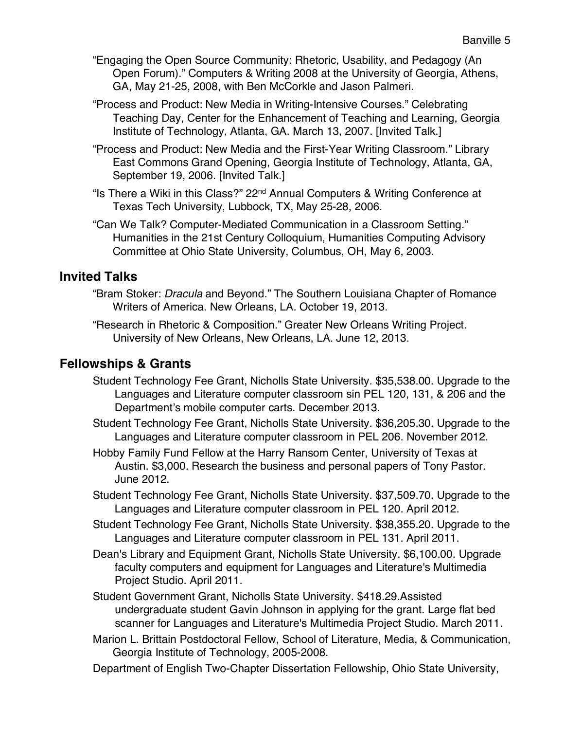"Engaging the Open Source Community: Rhetoric, Usability, and Pedagogy (An Open Forum)." Computers & Writing 2008 at the University of Georgia, Athens, GA, May 21-25, 2008, with Ben McCorkle and Jason Palmeri.

"Process and Product: New Media in Writing-Intensive Courses." Celebrating Teaching Day, Center for the Enhancement of Teaching and Learning, Georgia Institute of Technology, Atlanta, GA. March 13, 2007. [Invited Talk.]

"Process and Product: New Media and the First-Year Writing Classroom." Library East Commons Grand Opening, Georgia Institute of Technology, Atlanta, GA, September 19, 2006. [Invited Talk.]

"Is There a Wiki in this Class?" 22nd Annual Computers & Writing Conference at Texas Tech University, Lubbock, TX, May 25-28, 2006.

"Can We Talk? Computer-Mediated Communication in a Classroom Setting." Humanities in the 21st Century Colloquium, Humanities Computing Advisory Committee at Ohio State University, Columbus, OH, May 6, 2003.

## Invited Talks

"Bram Stoker: *Dracula* and Beyond." The Southern Louisiana Chapter of Romance Writers of America. New Orleans, LA. October 19, 2013.

"Research in Rhetoric & Composition." Greater New Orleans Writing Project. University of New Orleans, New Orleans, LA. June 12, 2013.

## Fellowships & Grants

Student Technology Fee Grant, Nicholls State University. $35,538.00. Upgrade to the Languages and Literature computer classroom sin PEL 120, 131, & 206 and the Department's mobile computer carts. December 2013.

Student Technology Fee Grant, Nicholls State University. $36,205.30. Upgrade to the Languages and Literature computer classroom in PEL 206. November 2012.

Hobby Family Fund Fellow at the Harry Ransom Center, University of Texas at Austin. $3,000. Research the business and personal papers of Tony Pastor. June 2012.

Student Technology Fee Grant, Nicholls State University. $37,509.70. Upgrade to the Languages and Literature computer classroom in PEL 120. April 2012.

Student Technology Fee Grant, Nicholls State University. $38,355.20. Upgrade to the Languages and Literature computer classroom in PEL 131. April 2011.

Dean's Library and Equipment Grant, Nicholls State University. $6,100.00. Upgrade faculty computers and equipment for Languages and Literature's Multimedia Project Studio. April 2011.

Student Government Grant, Nicholls State University. $418.29.Assisted undergraduate student Gavin Johnson in applying for the grant. Large flat bed scanner for Languages and Literature's Multimedia Project Studio. March 2011.

Marion L. Brittain Postdoctoral Fellow, School of Literature, Media, & Communication, Georgia Institute of Technology, 2005-2008.

Department of English Two-Chapter Dissertation Fellowship, Ohio State University,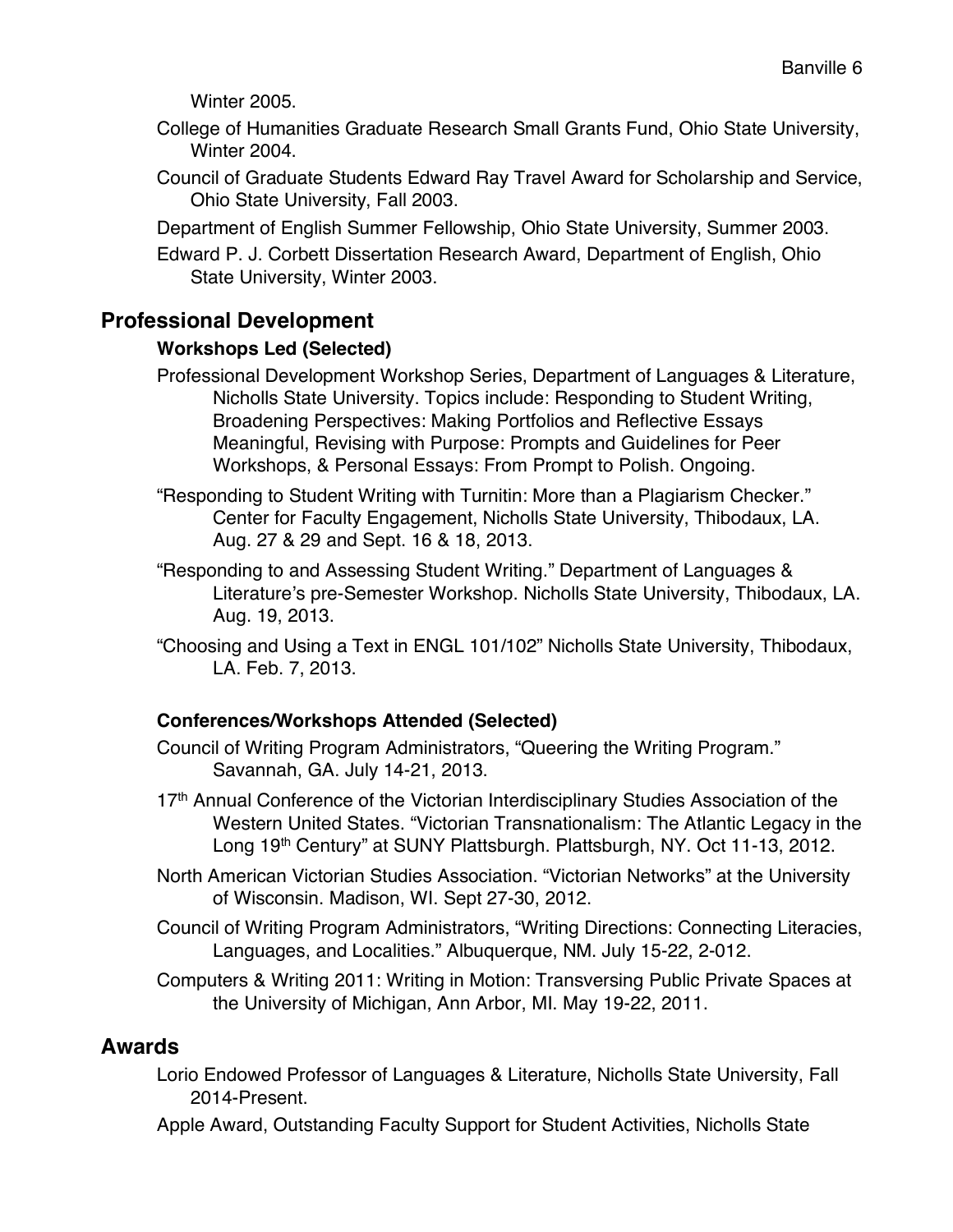Winter 2005.

College of Humanities Graduate Research Small Grants Fund, Ohio State University, Winter 2004.

Council of Graduate Students Edward Ray Travel Award for Scholarship and Service, Ohio State University, Fall 2003.

Department of English Summer Fellowship, Ohio State University, Summer 2003.

Edward P. J. Corbett Dissertation Research Award, Department of English, Ohio State University, Winter 2003.

## Professional Development

### Workshops Led (Selected)

Professional Development Workshop Series, Department of Languages & Literature, Nicholls State University. Topics include: Responding to Student Writing, Broadening Perspectives: Making Portfolios and Reflective Essays Meaningful, Revising with Purpose: Prompts and Guidelines for Peer Workshops, & Personal Essays: From Prompt to Polish. Ongoing.

"Responding to Student Writing with Turnitin: More than a Plagiarism Checker." Center for Faculty Engagement, Nicholls State University, Thibodaux, LA. Aug. 27 & 29 and Sept. 16 & 18, 2013.

"Responding to and Assessing Student Writing." Department of Languages & Literature's pre-Semester Workshop. Nicholls State University, Thibodaux, LA. Aug. 19, 2013.

"Choosing and Using a Text in ENGL 101/102" Nicholls State University, Thibodaux, LA. Feb. 7, 2013.

### Conferences/Workshops Attended (Selected)

Council of Writing Program Administrators, "Queering the Writing Program." Savannah, GA. July 14-21, 2013.

17th Annual Conference of the Victorian Interdisciplinary Studies Association of the Western United States. "Victorian Transnationalism: The Atlantic Legacy in the Long 19th Century" at SUNY Plattsburgh. Plattsburgh, NY. Oct 11-13, 2012.

North American Victorian Studies Association. "Victorian Networks" at the University of Wisconsin. Madison, WI. Sept 27-30, 2012.

Council of Writing Program Administrators, "Writing Directions: Connecting Literacies, Languages, and Localities." Albuquerque, NM. July 15-22, 2-012.

Computers & Writing 2011: Writing in Motion: Transversing Public Private Spaces at the University of Michigan, Ann Arbor, MI. May 19-22, 2011.

## Awards

Lorio Endowed Professor of Languages & Literature, Nicholls State University, Fall 2014-Present.

Apple Award, Outstanding Faculty Support for Student Activities, Nicholls State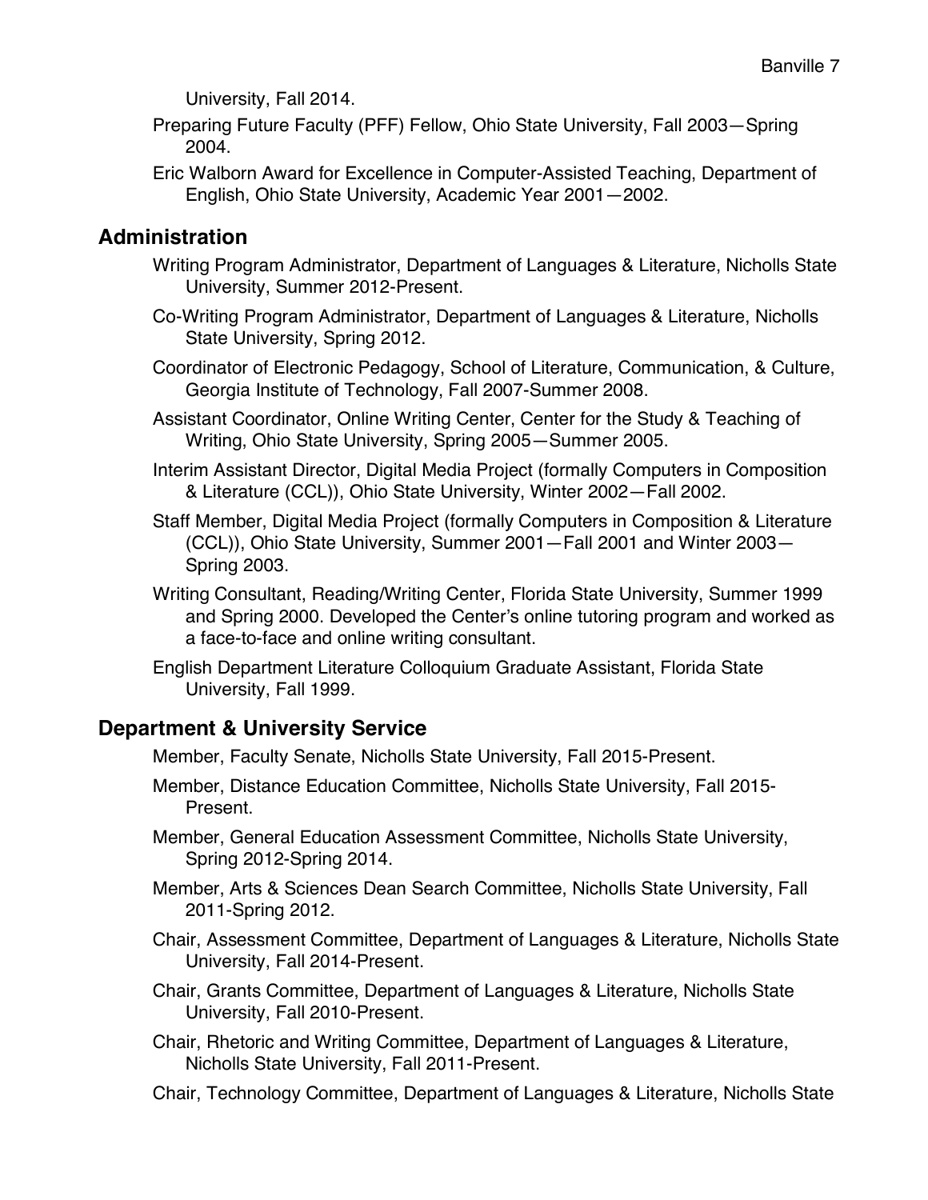University, Fall 2014.

Preparing Future Faculty (PFF) Fellow, Ohio State University, Fall 2003—Spring 2004.

Eric Walborn Award for Excellence in Computer-Assisted Teaching, Department of English, Ohio State University, Academic Year 2001—2002.

## Administration

Writing Program Administrator, Department of Languages & Literature, Nicholls State University, Summer 2012-Present.

Co-Writing Program Administrator, Department of Languages & Literature, Nicholls State University, Spring 2012.

Coordinator of Electronic Pedagogy, School of Literature, Communication, & Culture, Georgia Institute of Technology, Fall 2007-Summer 2008.

Assistant Coordinator, Online Writing Center, Center for the Study & Teaching of Writing, Ohio State University, Spring 2005—Summer 2005.

Interim Assistant Director, Digital Media Project (formally Computers in Composition & Literature (CCL)), Ohio State University, Winter 2002—Fall 2002.

Staff Member, Digital Media Project (formally Computers in Composition & Literature (CCL)), Ohio State University, Summer 2001—Fall 2001 and Winter 2003—Spring 2003.

Writing Consultant, Reading/Writing Center, Florida State University, Summer 1999 and Spring 2000. Developed the Center's online tutoring program and worked as a face-to-face and online writing consultant.

English Department Literature Colloquium Graduate Assistant, Florida State University, Fall 1999.

## Department & University Service

Member, Faculty Senate, Nicholls State University, Fall 2015-Present.

Member, Distance Education Committee, Nicholls State University, Fall 2015-Present.

Member, General Education Assessment Committee, Nicholls State University, Spring 2012-Spring 2014.

Member, Arts & Sciences Dean Search Committee, Nicholls State University, Fall 2011-Spring 2012.

Chair, Assessment Committee, Department of Languages & Literature, Nicholls State University, Fall 2014-Present.

Chair, Grants Committee, Department of Languages & Literature, Nicholls State University, Fall 2010-Present.

Chair, Rhetoric and Writing Committee, Department of Languages & Literature, Nicholls State University, Fall 2011-Present.

Chair, Technology Committee, Department of Languages & Literature, Nicholls State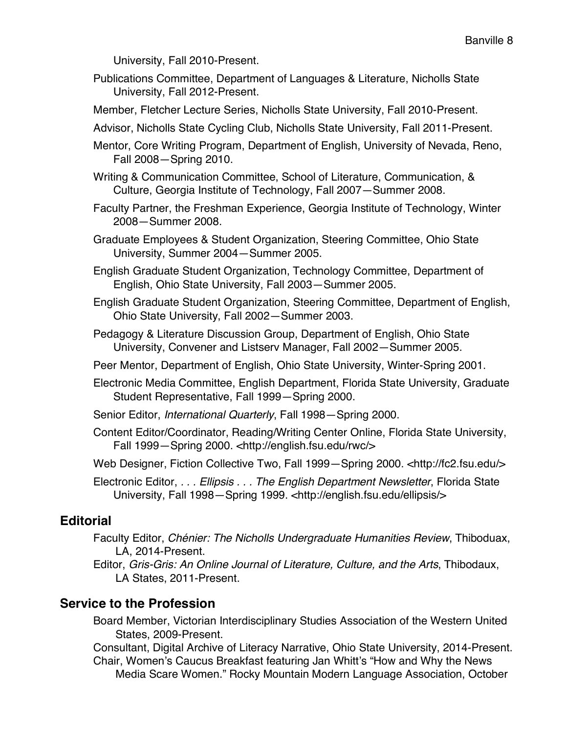University, Fall 2010-Present.

Publications Committee, Department of Languages & Literature, Nicholls State University, Fall 2012-Present.

Member, Fletcher Lecture Series, Nicholls State University, Fall 2010-Present.

Advisor, Nicholls State Cycling Club, Nicholls State University, Fall 2011-Present.

Mentor, Core Writing Program, Department of English, University of Nevada, Reno, Fall 2008—Spring 2010.

Writing & Communication Committee, School of Literature, Communication, & Culture, Georgia Institute of Technology, Fall 2007—Summer 2008.

Faculty Partner, the Freshman Experience, Georgia Institute of Technology, Winter 2008—Summer 2008.

Graduate Employees & Student Organization, Steering Committee, Ohio State University, Summer 2004—Summer 2005.

English Graduate Student Organization, Technology Committee, Department of English, Ohio State University, Fall 2003—Summer 2005.

English Graduate Student Organization, Steering Committee, Department of English, Ohio State University, Fall 2002—Summer 2003.

Pedagogy & Literature Discussion Group, Department of English, Ohio State University, Convener and Listserv Manager, Fall 2002—Summer 2005.

Peer Mentor, Department of English, Ohio State University, Winter-Spring 2001.

Electronic Media Committee, English Department, Florida State University, Graduate Student Representative, Fall 1999—Spring 2000.

Senior Editor, *International Quarterly*, Fall 1998—Spring 2000.

Content Editor/Coordinator, Reading/Writing Center Online, Florida State University, Fall 1999—Spring 2000. <http://english.fsu.edu/rwc/>

Web Designer, Fiction Collective Two, Fall 1999—Spring 2000. <http://fc2.fsu.edu/>

Electronic Editor, *. . . Ellipsis . . . The English Department Newsletter*, Florida State University, Fall 1998—Spring 1999. <http://english.fsu.edu/ellipsis/>

## Editorial

Faculty Editor, *Chénier: The Nicholls Undergraduate Humanities Review*, Thiboduax, LA, 2014-Present.

Editor, *Gris-Gris: An Online Journal of Literature, Culture, and the Arts*, Thibodaux, LA States, 2011-Present.

## Service to the Profession

Board Member, Victorian Interdisciplinary Studies Association of the Western United States, 2009-Present.

Consultant, Digital Archive of Literacy Narrative, Ohio State University, 2014-Present.

Chair, Women's Caucus Breakfast featuring Jan Whitt's "How and Why the News Media Scare Women." Rocky Mountain Modern Language Association, October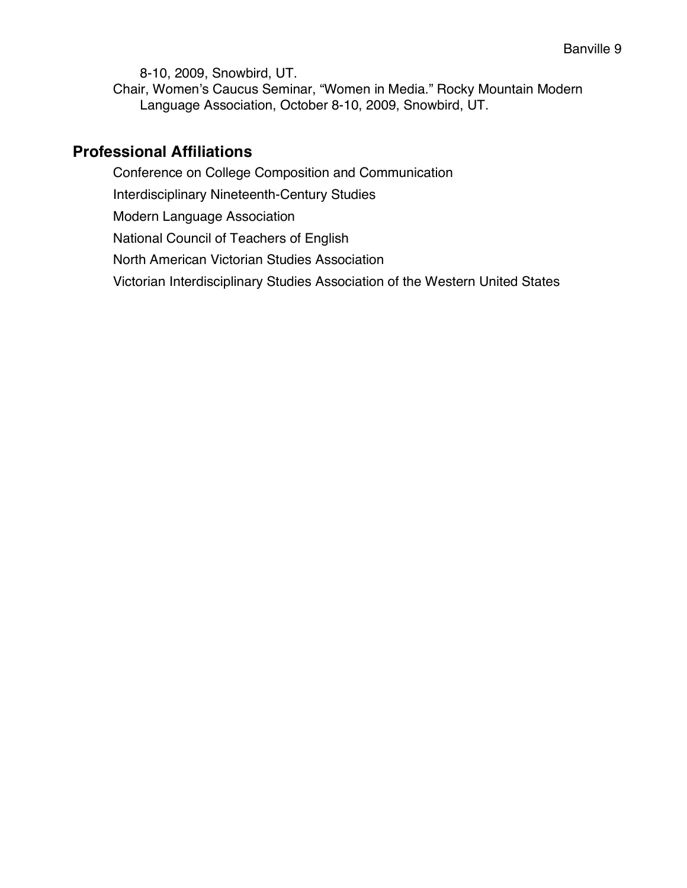8-10, 2009, Snowbird, UT.

Chair, Women's Caucus Seminar, "Women in Media." Rocky Mountain Modern Language Association, October 8-10, 2009, Snowbird, UT.

## Professional Affiliations

Conference on College Composition and Communication

Interdisciplinary Nineteenth-Century Studies

Modern Language Association

National Council of Teachers of English

North American Victorian Studies Association

Victorian Interdisciplinary Studies Association of the Western United States